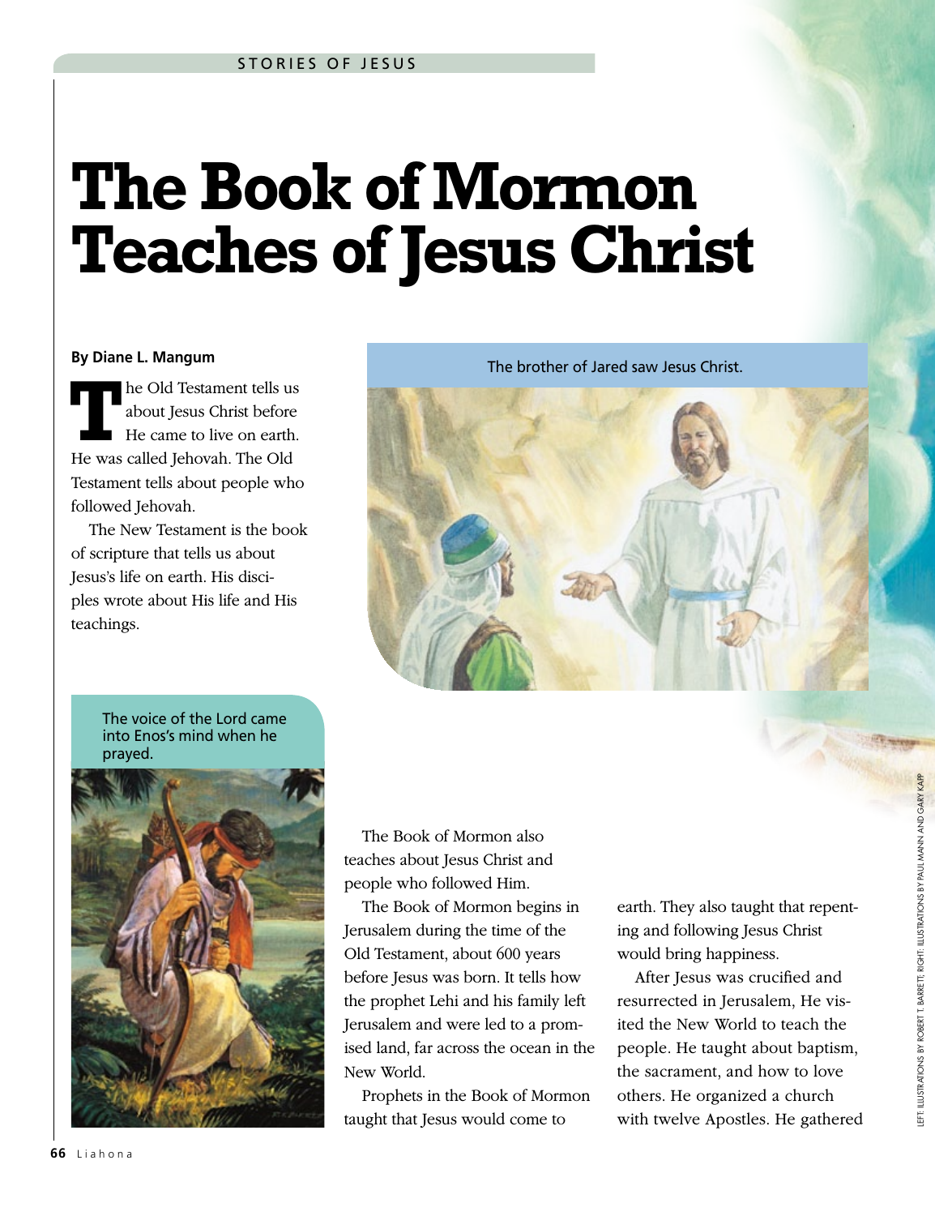# The Book of Mormon Teaches of Jesus Christ

**By Diane L. Mangum**

The Old Testament tells us about Jesus Christ before He came to live on earth. He was called Jehovah. The Old Testament tells about people who followed Jehovah.

The New Testament is the book of scripture that tells us about Jesus's life on earth. His disciples wrote about His life and His teachings.

The brother of Jared saw Jesus Christ.

The voice of the Lord came into Enos's mind when he prayed.

The Book of Mormon also teaches about Jesus Christ and people who followed Him.

The Book of Mormon begins in Jerusalem during the time of the Old Testament, about 600 years before Jesus was born. It tells how the prophet Lehi and his family left Jerusalem and were led to a promised land, far across the ocean in the New World.

Prophets in the Book of Mormon taught that Jesus would come to earth. They also taught that repenting and following Jesus Christ would bring happiness.

After Jesus was crucified and resurrected in Jerusalem, He visited the New World to teach the people. He taught about baptism, the sacrament, and how to love others. He organized a church with twelve Apostles. He gathered

LEFT: ILLUSTRATIONS BY ROBERT T. BARRETT; RIGHT: ILLUSTRATIONS BY PAUL MANN AND GARY KAPP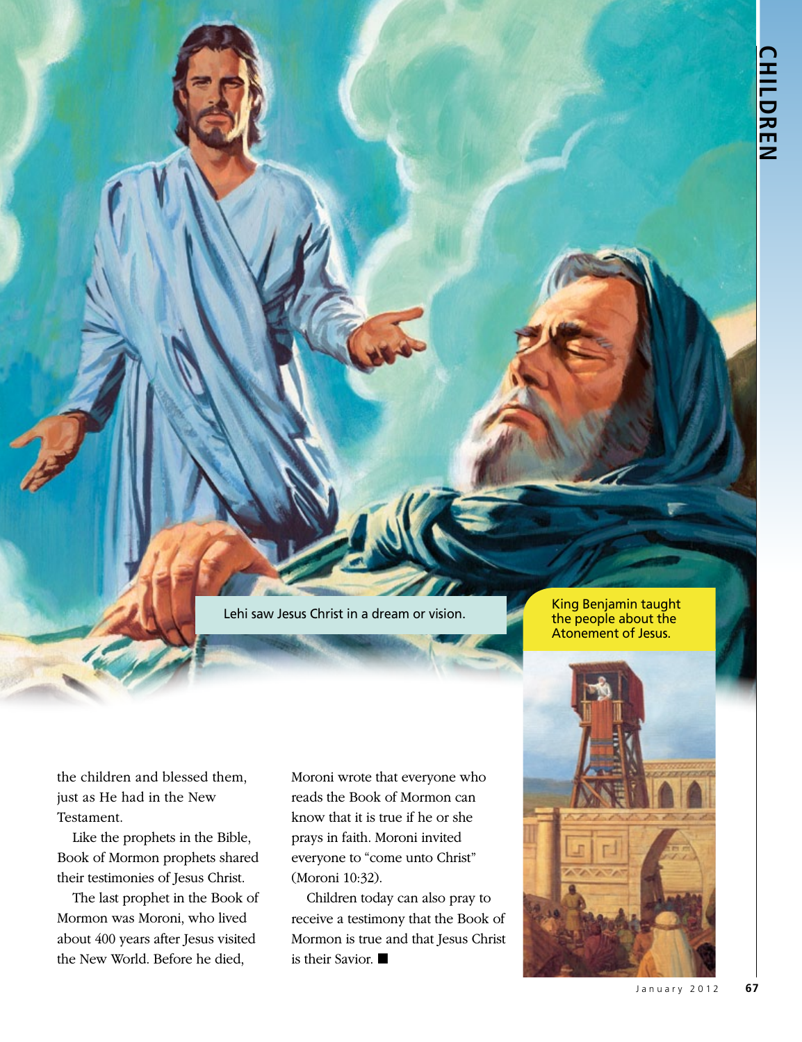Lehi saw Jesus Christ in a dream or vision.

King Benjamin taught the people about the Atonement of Jesus.

the children and blessed them, just as He had in the New Testament.

Like the prophets in the Bible, Book of Mormon prophets shared their testimonies of Jesus Christ.

The last prophet in the Book of Mormon was Moroni, who lived about 400 years after Jesus visited the New World. Before he died, Moroni wrote that everyone who reads the Book of Mormon can know that it is true if he or she prays in faith. Moroni invited everyone to "come unto Christ" (Moroni 10:32).

Children today can also pray to receive a testimony that the Book of Mormon is true and that Jesus Christ is their Savior. ■